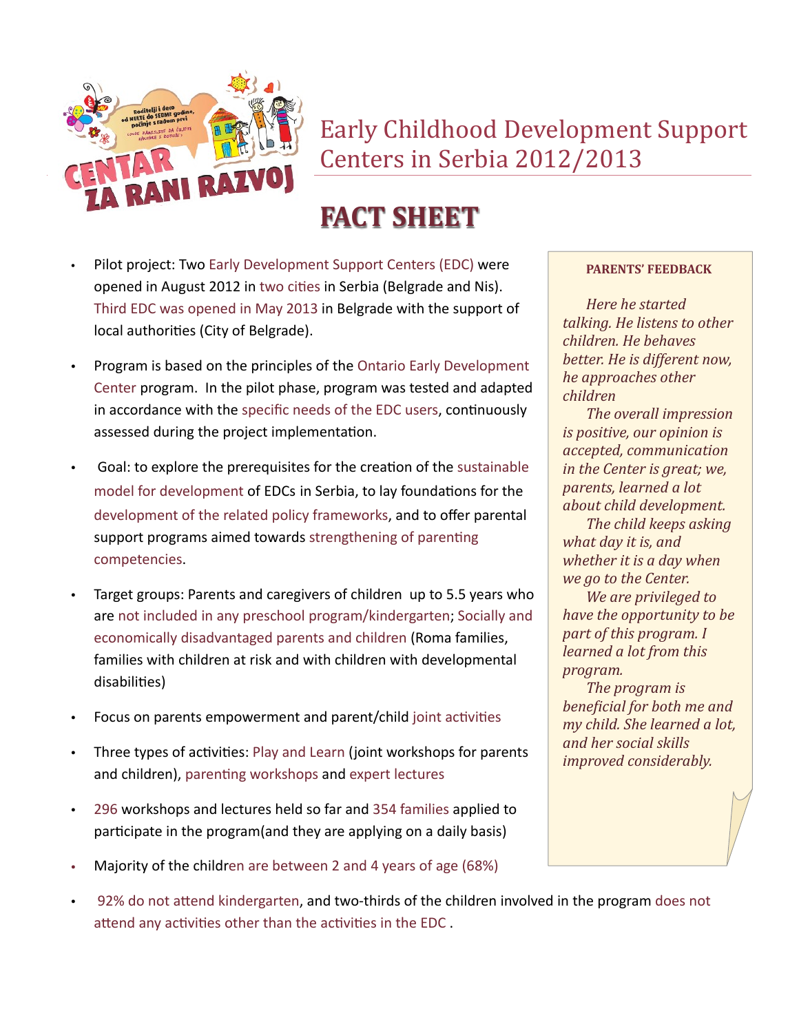# Early Childhood Development Support Centers in Serbia 2012/2013

## FACT SHEET

- Pilot project: Two Early Development Support Centers (EDC) were opened in August 2012 in two cities in Serbia (Belgrade and Nis). Third EDC was opened in May 2013 in Belgrade with the support of local authorities (City of Belgrade).
- Program is based on the principles of the Ontario Early Development Center program. In the pilot phase, program was tested and adapted in accordance with the specific needs of the EDC users, continuously assessed during the project implementation.
- Goal: to explore the prerequisites for the creation of the sustainable model for development of EDCs in Serbia, to lay foundations for the development of the related policy frameworks, and to offer parental support programs aimed towards strengthening of parenting competencies.
- Target groups: Parents and caregivers of children up to 5.5 years who are not included in any preschool program/kindergarten; Socially and economically disadvantaged parents and children (Roma families, families with children at risk and with children with developmental disabilities)
- Focus on parents empowerment and parent/child joint activities
- Three types of activities: Play and Learn (joint workshops for parents and children), parenting workshops and expert lectures
- 296 workshops and lectures held so far and 354 families applied to participate in the program(and they are applying on a daily basis)
- Majority of the children are between 2 and 4 years of age (68%)
- 92% do not attend kindergarten, and two-thirds of the children involved in the program does not attend any activities other than the activities in the EDC .

**PARENTS' FEEDBACK**

*Here he started talking. He listens to other children. He behaves better. He is different now, he approaches other children*

*The overall impression is positive, our opinion is accepted, communication in the Center is great; we, parents, learned a lot about child development.*

*The child keeps asking what day it is, and whether it is a day when we go to the Center.*

*We are privileged to have the opportunity to be part of this program. I learned a lot from this program.*

*The program is beneficial for both me and my child. She learned a lot, and her social skills improved considerably.*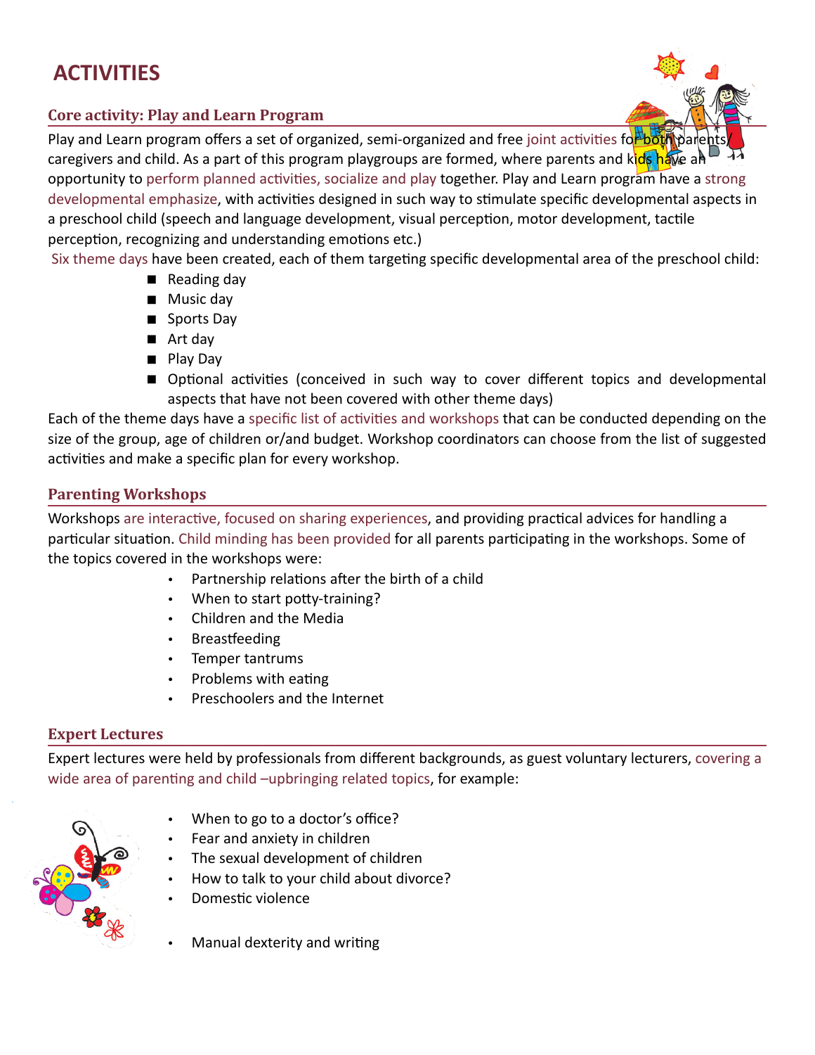# ACTIVITIES

## Core activity: Play and Learn Program

Play and Learn program offers a set of organized, semi-organized and free joint activities for both parents/ caregivers and child. As a part of this program playgroups are formed, where parents and kids have an opportunity to perform planned activities, socialize and play together. Play and Learn program have a strong developmental emphasize, with activities designed in such way to stimulate specific developmental aspects in a preschool child (speech and language development, visual perception, motor development, tactile perception, recognizing and understanding emotions etc.)

Six theme days have been created, each of them targeting specific developmental area of the preschool child:

- Reading day
- Music day
- Sports Day
- Art day
- Play Day
- Optional activities (conceived in such way to cover different topics and developmental aspects that have not been covered with other theme days)

Each of the theme days have a specific list of activities and workshops that can be conducted depending on the size of the group, age of children or/and budget. Workshop coordinators can choose from the list of suggested activities and make a specific plan for every workshop.

## Parenting Workshops

Workshops are interactive, focused on sharing experiences, and providing practical advices for handling a particular situation. Child minding has been provided for all parents participating in the workshops. Some of the topics covered in the workshops were:

- Partnership relations after the birth of a child
- When to start potty-training?
- Children and the Media
- Breastfeeding
- Temper tantrums
- Problems with eating
- Preschoolers and the Internet

## Expert Lectures

Expert lectures were held by professionals from different backgrounds, as guest voluntary lecturers, covering a wide area of parenting and child –upbringing related topics, for example:

- When to go to a doctor's office?
- Fear and anxiety in children
- The sexual development of children
- How to talk to your child about divorce?
- Domestic violence
- Manual dexterity and writing